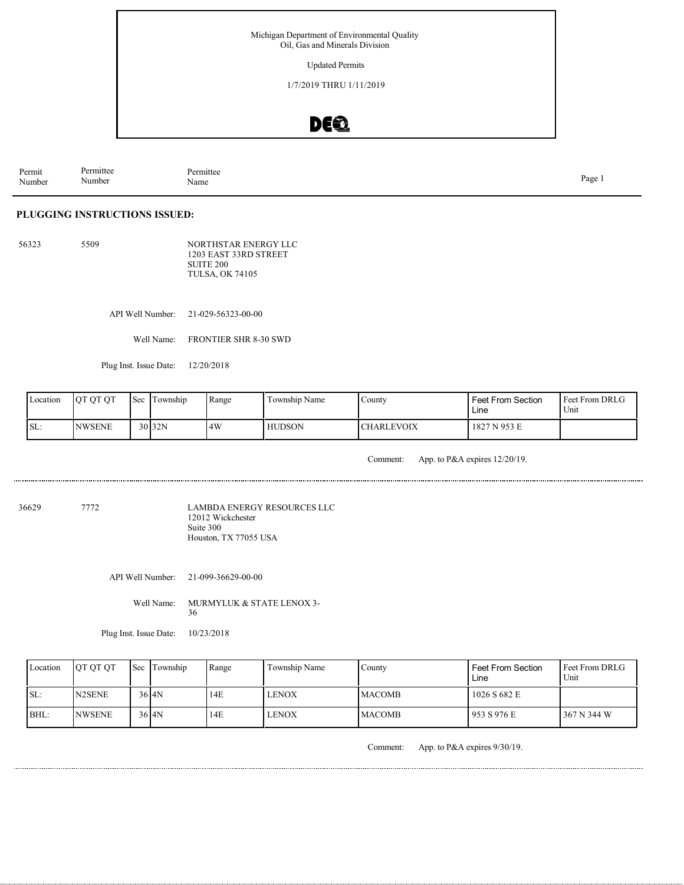Michigan Department of Environmental Quality
Oil, Gas and Minerals Division

Updated Permits

1/7/2019 THRU 1/11/2019

DEQ

| Permit Number | Permittee Number | Permittee Name |
|---|---|---|

## PLUGGING INSTRUCTIONS ISSUED:

56323 5509

NORTHSTAR ENERGY LLC
1203 EAST 33RD STREET
SUITE 200
TULSA, OK 74105

API Well Number: 21-029-56323-00-00

Well Name: FRONTIER SHR 8-30 SWD

Plug Inst. Issue Date: 12/20/2018

| Location | QT QT QT | Sec | Township | Range | Township Name | County | Feet From Section Line | Feet From DRLG Unit |
|---|---|---|---|---|---|---|---|---|
| SL: | NWSENE | 30 | 32N | 4W | HUDSON | CHARLEVOIX | 1827 N 953 E | |

Comment: App. to P&A expires 12/20/19.

---

36629 7772

LAMBDA ENERGY RESOURCES LLC
12012 Wickchester
Suite 300
Houston, TX 77055 USA

API Well Number: 21-099-36629-00-00

Well Name: MURMYLUK & STATE LENOX 3-36

Plug Inst. Issue Date: 10/23/2018

| Location | QT QT QT | Sec | Township | Range | Township Name | County | Feet From Section Line | Feet From DRLG Unit |
|---|---|---|---|---|---|---|---|---|
| SL: | N2SENE | 36 | 4N | 14E | LENOX | MACOMB | 1026 S 682 E | |
| BHL: | NWSENE | 36 | 4N | 14E | LENOX | MACOMB | 953 S 976 E | 367 N 344 W |

Comment: App. to P&A expires 9/30/19.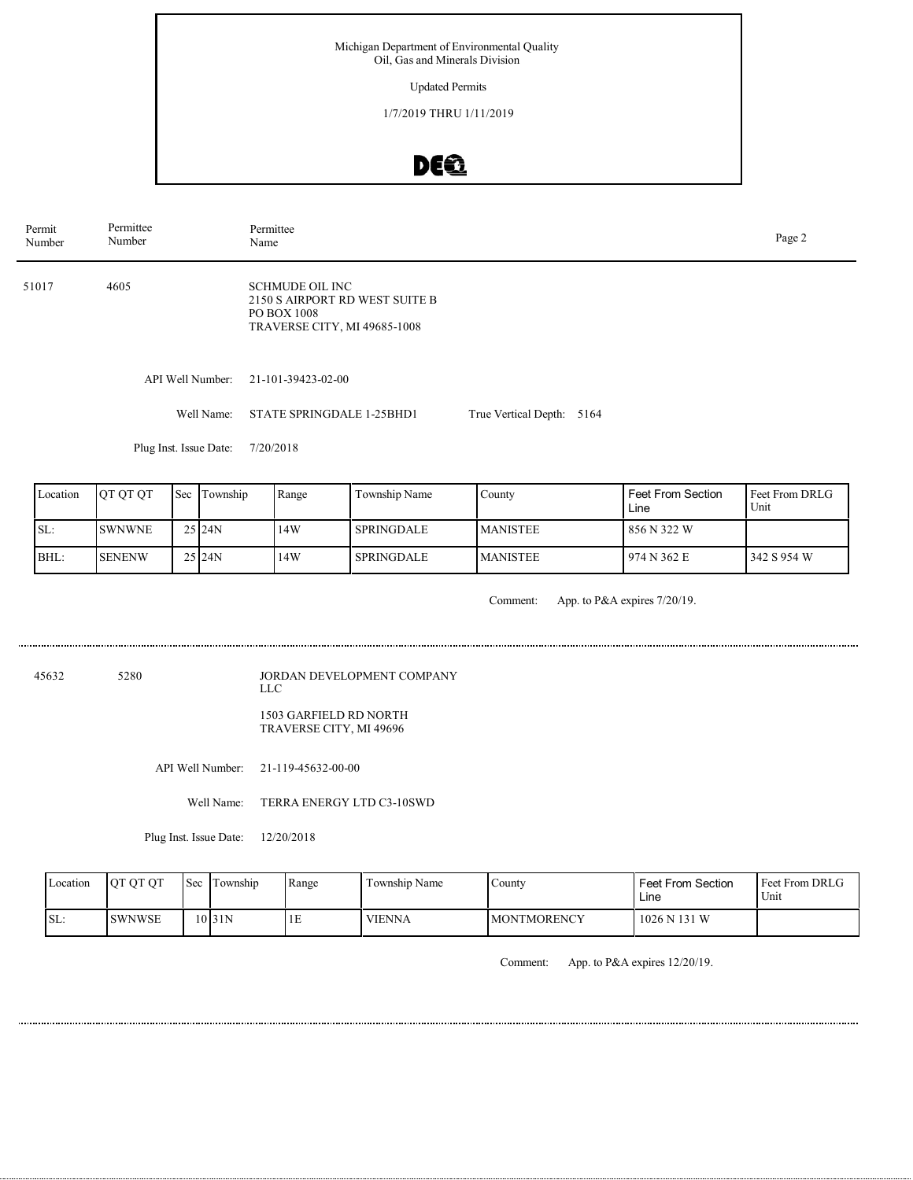Michigan Department of Environmental Quality
Oil, Gas and Minerals Division

Updated Permits

1/7/2019 THRU 1/11/2019

| Permit Number | Permittee Number | Permittee Name |
|---|---|---|

**51017** 4605 SCHMUDE OIL INC
2150 S AIRPORT RD WEST SUITE B
PO BOX 1008
TRAVERSE CITY, MI 49685-1008

API Well Number: 21-101-39423-02-00

Well Name: STATE SPRINGDALE 1-25BHD1 True Vertical Depth: 5164

Plug Inst. Issue Date: 7/20/2018

| Location | QT QT QT | Sec | Township | Range | Township Name | County | Feet From Section Line | Feet From DRLG Unit |
|---|---|---|---|---|---|---|---|---|
| SL: | SWNWNE | 25 | 24N | 14W | SPRINGDALE | MANISTEE | 856 N 322 W | |
| BHL: | SENENW | 25 | 24N | 14W | SPRINGDALE | MANISTEE | 974 N 362 E | 342 S 954 W |

Comment: App. to P&A expires 7/20/19.

---

**45632** 5280 JORDAN DEVELOPMENT COMPANY LLC
1503 GARFIELD RD NORTH
TRAVERSE CITY, MI 49696

API Well Number: 21-119-45632-00-00

Well Name: TERRA ENERGY LTD C3-10SWD

Plug Inst. Issue Date: 12/20/2018

| Location | QT QT QT | Sec | Township | Range | Township Name | County | Feet From Section Line | Feet From DRLG Unit |
|---|---|---|---|---|---|---|---|---|
| SL: | SWNWSE | 10 | 31N | 1E | VIENNA | MONTMORENCY | 1026 N 131 W | |

Comment: App. to P&A expires 12/20/19.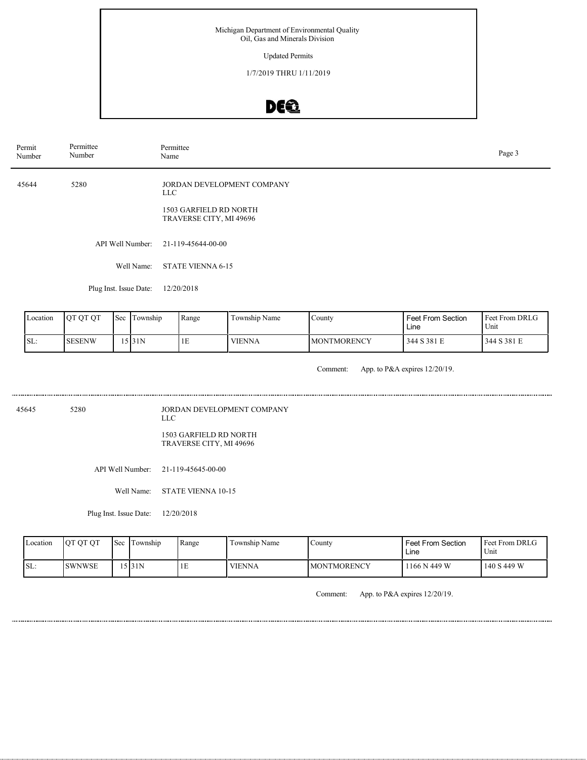Michigan Department of Environmental Quality
Oil, Gas and Minerals Division

Updated Permits

1/7/2019 THRU 1/11/2019

| Permit Number | Permittee Number | Permittee Name |
|---|---|---|

**45644** | 5280 | JORDAN DEVELOPMENT COMPANY LLC

1503 GARFIELD RD NORTH
TRAVERSE CITY, MI 49696

API Well Number: 21-119-45644-00-00

Well Name: STATE VIENNA 6-15

Plug Inst. Issue Date: 12/20/2018

| Location | QT QT QT | Sec | Township | Range | Township Name | County | Feet From Section Line | Feet From DRLG Unit |
|---|---|---|---|---|---|---|---|---|
| SL: | SESENW | 15 | 31N | 1E | VIENNA | MONTMORENCY | 344 S 381 E | 344 S 381 E |

Comment: App. to P&A expires 12/20/19.

---

**45645** | 5280 | JORDAN DEVELOPMENT COMPANY LLC

1503 GARFIELD RD NORTH
TRAVERSE CITY, MI 49696

API Well Number: 21-119-45645-00-00

Well Name: STATE VIENNA 10-15

Plug Inst. Issue Date: 12/20/2018

| Location | QT QT QT | Sec | Township | Range | Township Name | County | Feet From Section Line | Feet From DRLG Unit |
|---|---|---|---|---|---|---|---|---|
| SL: | SWNWSE | 15 | 31N | 1E | VIENNA | MONTMORENCY | 1166 N 449 W | 140 S 449 W |

Comment: App. to P&A expires 12/20/19.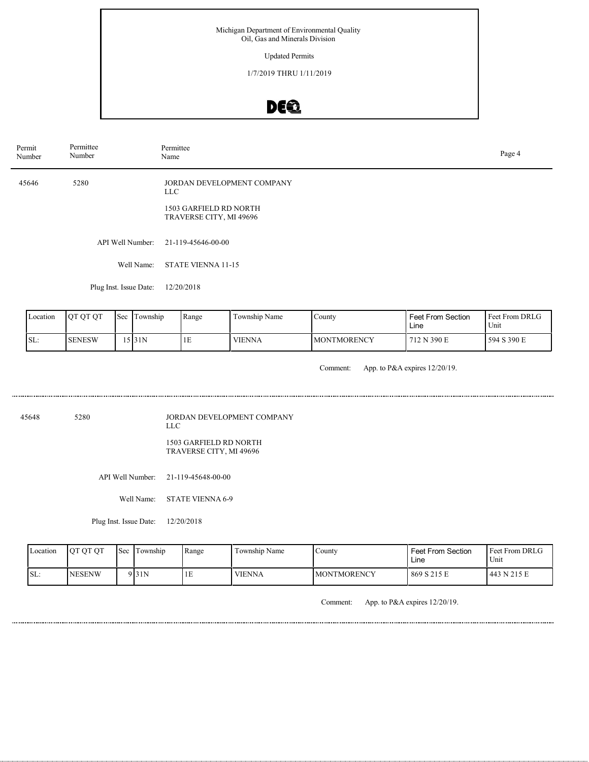Michigan Department of Environmental Quality
Oil, Gas and Minerals Division

Updated Permits

1/7/2019 THRU 1/11/2019

| Permit Number | Permittee Number | Permittee Name |
|---|---|---|

45646 5280 JORDAN DEVELOPMENT COMPANY LLC

1503 GARFIELD RD NORTH
TRAVERSE CITY, MI 49696

API Well Number: 21-119-45646-00-00

Well Name: STATE VIENNA 11-15

Plug Inst. Issue Date: 12/20/2018

| Location | QT QT QT | Sec | Township | Range | Township Name | County | Feet From Section Line | Feet From DRLG Unit |
|---|---|---|---|---|---|---|---|---|
| SL: | SENESW | 15 | 31N | 1E | VIENNA | MONTMORENCY | 712 N 390 E | 594 S 390 E |

Comment: App. to P&A expires 12/20/19.

---

45648 5280 JORDAN DEVELOPMENT COMPANY LLC

1503 GARFIELD RD NORTH
TRAVERSE CITY, MI 49696

API Well Number: 21-119-45648-00-00

Well Name: STATE VIENNA 6-9

Plug Inst. Issue Date: 12/20/2018

| Location | QT QT QT | Sec | Township | Range | Township Name | County | Feet From Section Line | Feet From DRLG Unit |
|---|---|---|---|---|---|---|---|---|
| SL: | NESENW | 9 | 31N | 1E | VIENNA | MONTMORENCY | 869 S 215 E | 443 N 215 E |

Comment: App. to P&A expires 12/20/19.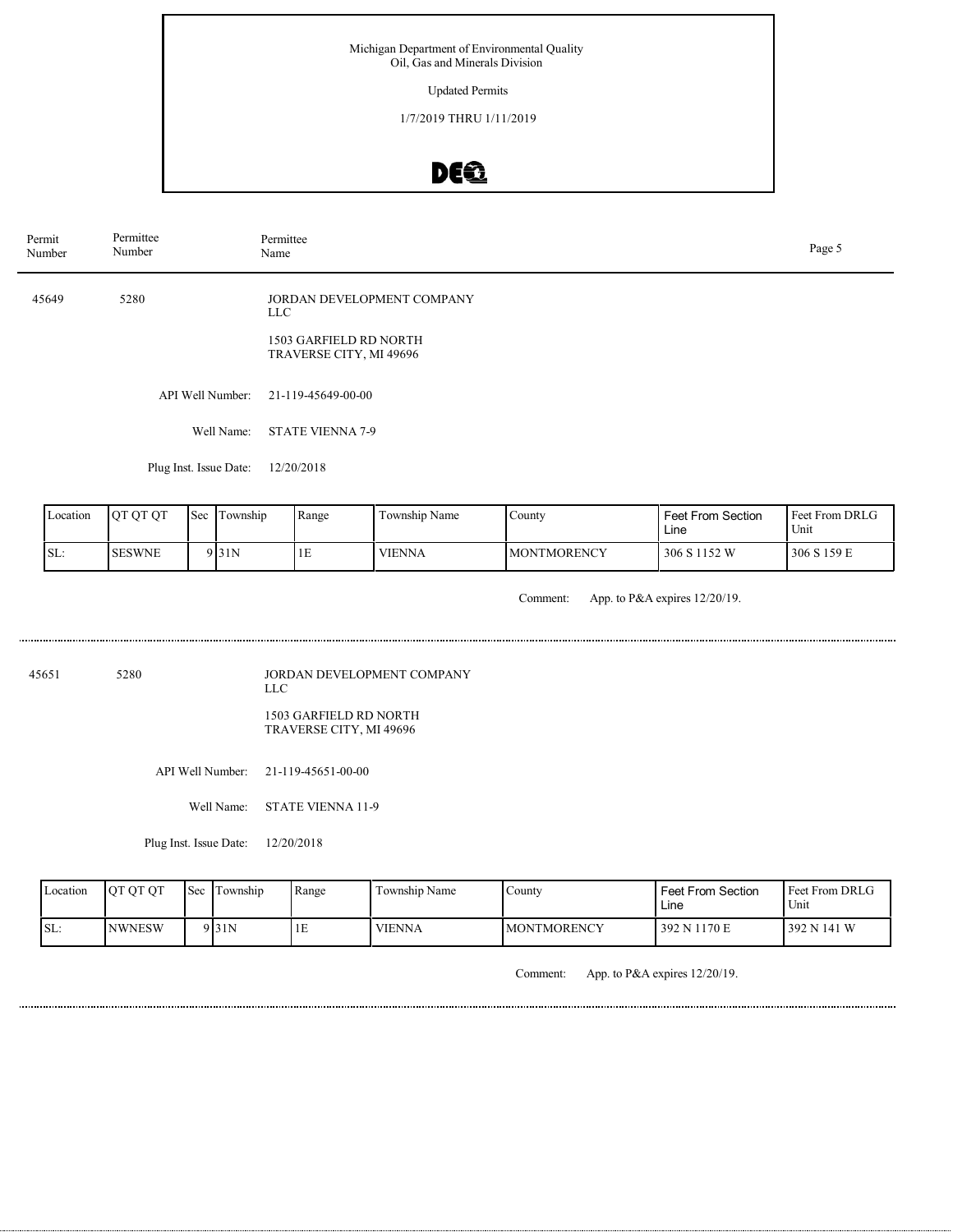Michigan Department of Environmental Quality
Oil, Gas and Minerals Division

Updated Permits

1/7/2019 THRU 1/11/2019

| Permit Number | Permittee Number | Permittee Name |
|---|---|---|
| 45649 | 5280 | JORDAN DEVELOPMENT COMPANY LLC<br>1503 GARFIELD RD NORTH<br>TRAVERSE CITY, MI 49696 |

API Well Number: 21-119-45649-00-00

Well Name: STATE VIENNA 7-9

Plug Inst. Issue Date: 12/20/2018

| Location | QT QT QT | Sec | Township | Range | Township Name | County | Feet From Section Line | Feet From DRLG Unit |
|---|---|---|---|---|---|---|---|---|
| SL: | SESWNE | 9 | 31N | 1E | VIENNA | MONTMORENCY | 306 S 1152 W | 306 S 159 E |

Comment: App. to P&A expires 12/20/19.

---

| Permit Number | Permittee Number | Permittee Name |
|---|---|---|
| 45651 | 5280 | JORDAN DEVELOPMENT COMPANY LLC<br>1503 GARFIELD RD NORTH<br>TRAVERSE CITY, MI 49696 |

API Well Number: 21-119-45651-00-00

Well Name: STATE VIENNA 11-9

Plug Inst. Issue Date: 12/20/2018

| Location | QT QT QT | Sec | Township | Range | Township Name | County | Feet From Section Line | Feet From DRLG Unit |
|---|---|---|---|---|---|---|---|---|
| SL: | NWNESW | 9 | 31N | 1E | VIENNA | MONTMORENCY | 392 N 1170 E | 392 N 141 W |

Comment: App. to P&A expires 12/20/19.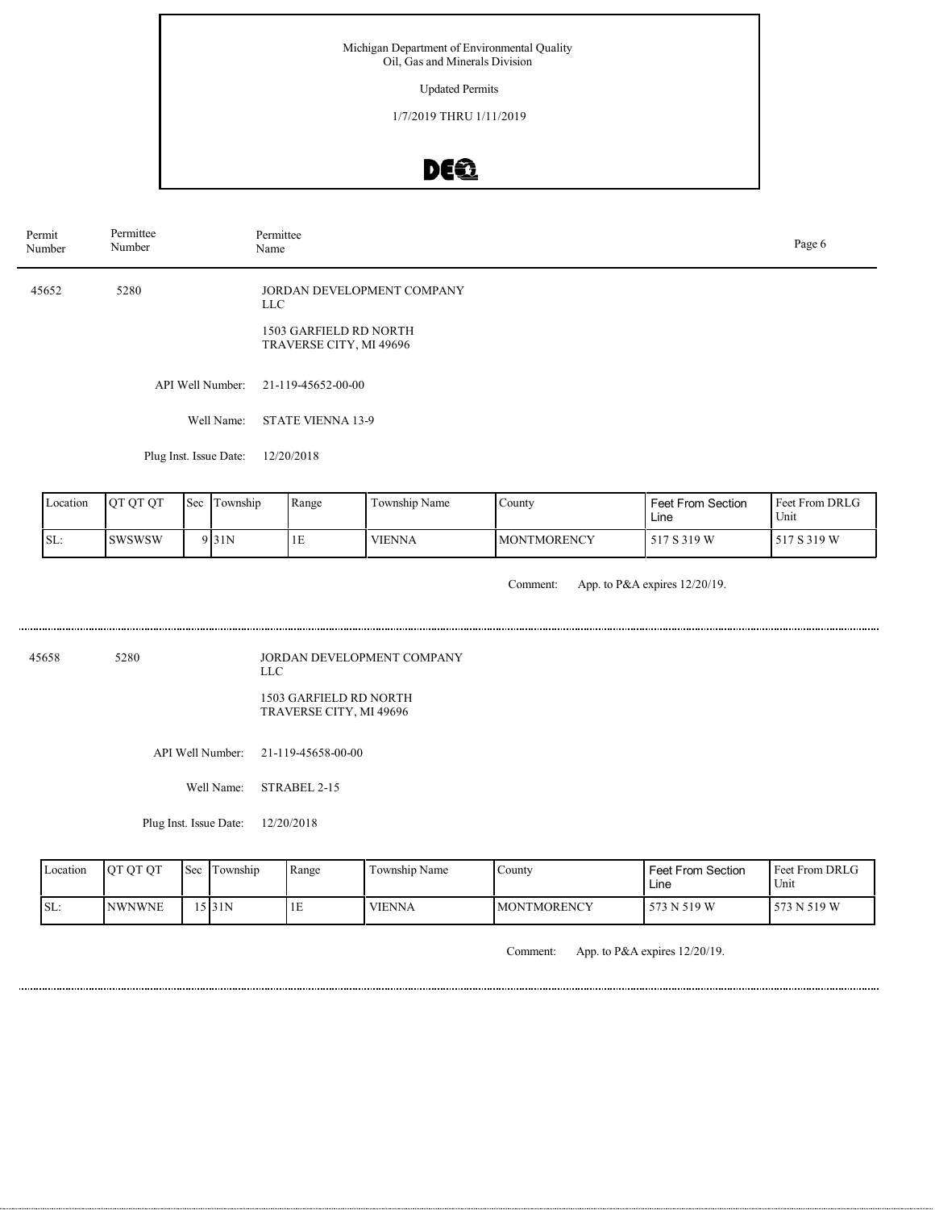Michigan Department of Environmental Quality
Oil, Gas and Minerals Division

Updated Permits

1/7/2019 THRU 1/11/2019

| Permit Number | Permittee Number | Permittee Name |
|---|---|---|

45652 &nbsp;&nbsp; 5280 &nbsp;&nbsp; JORDAN DEVELOPMENT COMPANY LLC

1503 GARFIELD RD NORTH
TRAVERSE CITY, MI 49696

API Well Number: 21-119-45652-00-00

Well Name: STATE VIENNA 13-9

Plug Inst. Issue Date: 12/20/2018

| Location | QT QT QT | Sec | Township | Range | Township Name | County | Feet From Section Line | Feet From DRLG Unit |
|---|---|---|---|---|---|---|---|---|
| SL: | SWSWSW | 9 | 31N | 1E | VIENNA | MONTMORENCY | 517 S 319 W | 517 S 319 W |

Comment: App. to P&A expires 12/20/19.

---

45658 &nbsp;&nbsp; 5280 &nbsp;&nbsp; JORDAN DEVELOPMENT COMPANY LLC

1503 GARFIELD RD NORTH
TRAVERSE CITY, MI 49696

API Well Number: 21-119-45658-00-00

Well Name: STRABEL 2-15

Plug Inst. Issue Date: 12/20/2018

| Location | QT QT QT | Sec | Township | Range | Township Name | County | Feet From Section Line | Feet From DRLG Unit |
|---|---|---|---|---|---|---|---|---|
| SL: | NWNWNE | 15 | 31N | 1E | VIENNA | MONTMORENCY | 573 N 519 W | 573 N 519 W |

Comment: App. to P&A expires 12/20/19.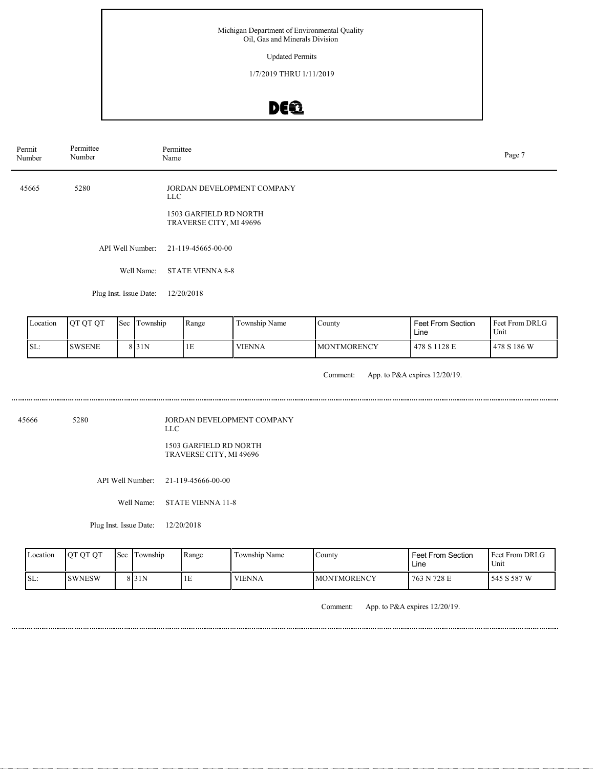Michigan Department of Environmental Quality
Oil, Gas and Minerals Division

Updated Permits

1/7/2019 THRU 1/11/2019

| Permit Number | Permittee Number | Permittee Name |
|---|---|---|

---

**45665** | **5280** | JORDAN DEVELOPMENT COMPANY LLC

1503 GARFIELD RD NORTH
TRAVERSE CITY, MI 49696

API Well Number: 21-119-45665-00-00

Well Name: STATE VIENNA 8-8

Plug Inst. Issue Date: 12/20/2018

| Location | QT QT QT | Sec | Township | Range | Township Name | County | Feet From Section Line | Feet From DRLG Unit |
|---|---|---|---|---|---|---|---|---|
| SL: | SWSENE | 8 | 31N | 1E | VIENNA | MONTMORENCY | 478 S 1128 E | 478 S 186 W |

Comment: App. to P&A expires 12/20/19.

---

**45666** | **5280** | JORDAN DEVELOPMENT COMPANY LLC

1503 GARFIELD RD NORTH
TRAVERSE CITY, MI 49696

API Well Number: 21-119-45666-00-00

Well Name: STATE VIENNA 11-8

Plug Inst. Issue Date: 12/20/2018

| Location | QT QT QT | Sec | Township | Range | Township Name | County | Feet From Section Line | Feet From DRLG Unit |
|---|---|---|---|---|---|---|---|---|
| SL: | SWNESW | 8 | 31N | 1E | VIENNA | MONTMORENCY | 763 N 728 E | 545 S 587 W |

Comment: App. to P&A expires 12/20/19.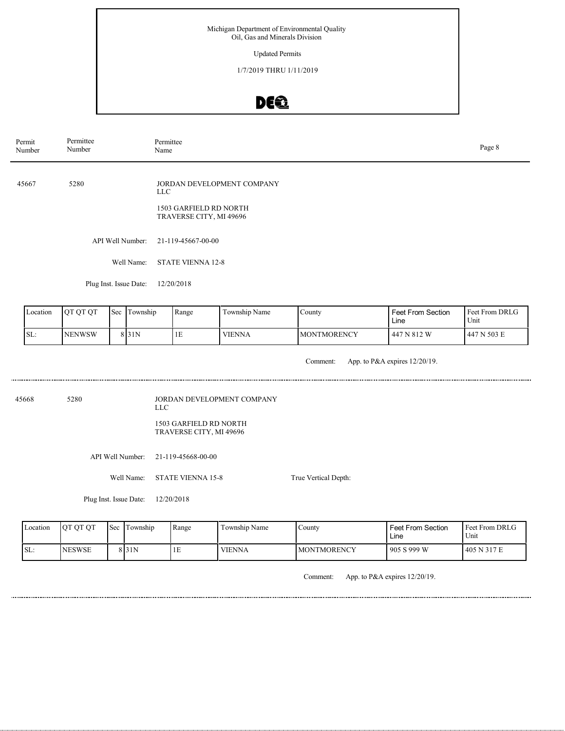Michigan Department of Environmental Quality
Oil, Gas and Minerals Division

Updated Permits

1/7/2019 THRU 1/11/2019

| Permit Number | Permittee Number | Permittee Name |
|---|---|---|

---

45667 5280 JORDAN DEVELOPMENT COMPANY LLC

1503 GARFIELD RD NORTH
TRAVERSE CITY, MI 49696

API Well Number: 21-119-45667-00-00

Well Name: STATE VIENNA 12-8

Plug Inst. Issue Date: 12/20/2018

| Location | QT QT QT | Sec | Township | Range | Township Name | County | Feet From Section Line | Feet From DRLG Unit |
|---|---|---|---|---|---|---|---|---|
| SL: | NENWSW | 8 | 31N | 1E | VIENNA | MONTMORENCY | 447 N 812 W | 447 N 503 E |

Comment: App. to P&A expires 12/20/19.

---

45668 5280 JORDAN DEVELOPMENT COMPANY LLC

1503 GARFIELD RD NORTH
TRAVERSE CITY, MI 49696

API Well Number: 21-119-45668-00-00

Well Name: STATE VIENNA 15-8

True Vertical Depth:

Plug Inst. Issue Date: 12/20/2018

| Location | QT QT QT | Sec | Township | Range | Township Name | County | Feet From Section Line | Feet From DRLG Unit |
|---|---|---|---|---|---|---|---|---|
| SL: | NESWSE | 8 | 31N | 1E | VIENNA | MONTMORENCY | 905 S 999 W | 405 N 317 E |

Comment: App. to P&A expires 12/20/19.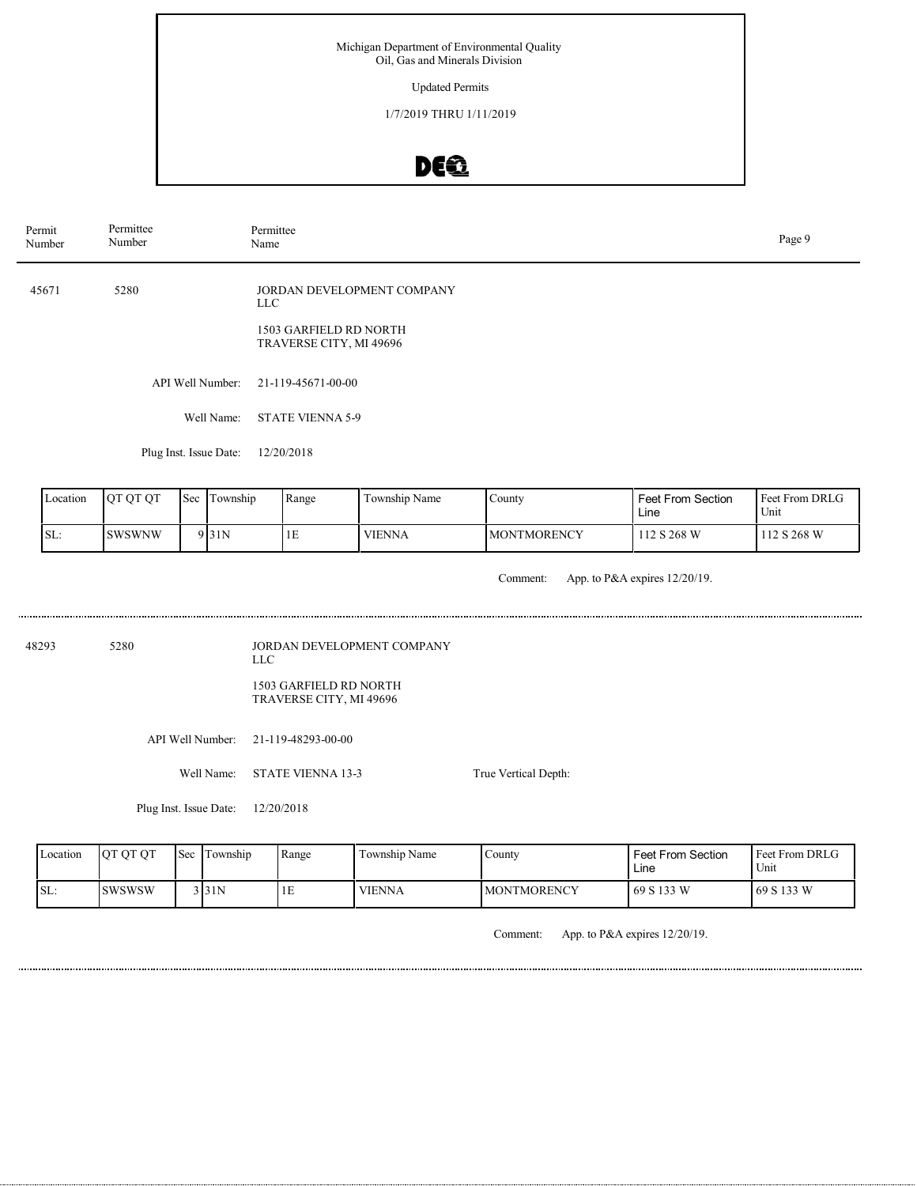Michigan Department of Environmental Quality
Oil, Gas and Minerals Division

Updated Permits

1/7/2019 THRU 1/11/2019

| Permit Number | Permittee Number | Permittee Name |
|---|---|---|

45671 5280 JORDAN DEVELOPMENT COMPANY LLC

1503 GARFIELD RD NORTH
TRAVERSE CITY, MI 49696

API Well Number: 21-119-45671-00-00

Well Name: STATE VIENNA 5-9

Plug Inst. Issue Date: 12/20/2018

| Location | QT QT QT | Sec | Township | Range | Township Name | County | Feet From Section Line | Feet From DRLG Unit |
|---|---|---|---|---|---|---|---|---|
| SL: | SWSWNW | 9 | 31N | 1E | VIENNA | MONTMORENCY | 112 S 268 W | 112 S 268 W |

Comment: App. to P&A expires 12/20/19.

---

48293 5280 JORDAN DEVELOPMENT COMPANY LLC

1503 GARFIELD RD NORTH
TRAVERSE CITY, MI 49696

API Well Number: 21-119-48293-00-00

Well Name: STATE VIENNA 13-3

True Vertical Depth:

Plug Inst. Issue Date: 12/20/2018

| Location | QT QT QT | Sec | Township | Range | Township Name | County | Feet From Section Line | Feet From DRLG Unit |
|---|---|---|---|---|---|---|---|---|
| SL: | SWSWSW | 3 | 31N | 1E | VIENNA | MONTMORENCY | 69 S 133 W | 69 S 133 W |

Comment: App. to P&A expires 12/20/19.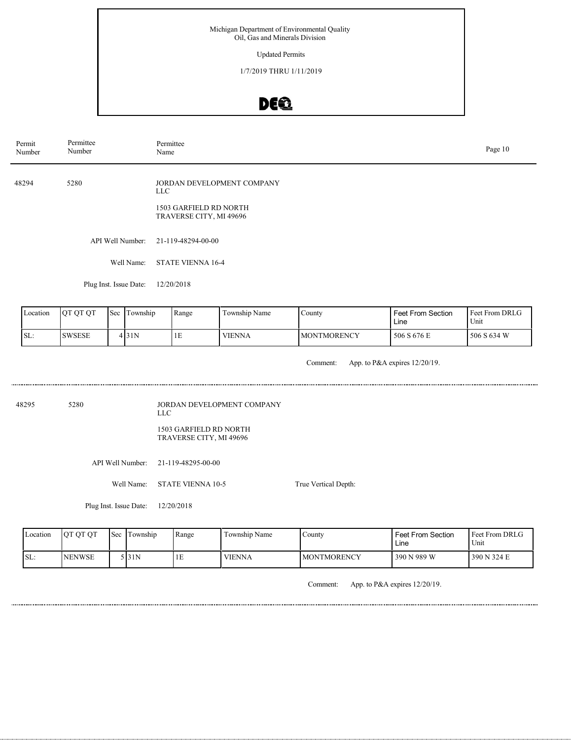Michigan Department of Environmental Quality
Oil, Gas and Minerals Division

Updated Permits

1/7/2019 THRU 1/11/2019

| Permit Number | Permittee Number | Permittee Name |
|---|---|---|

---

**48294** | **5280** | JORDAN DEVELOPMENT COMPANY LLC

1503 GARFIELD RD NORTH
TRAVERSE CITY, MI 49696

API Well Number: 21-119-48294-00-00

Well Name: STATE VIENNA 16-4

Plug Inst. Issue Date: 12/20/2018

| Location | QT QT QT | Sec | Township | Range | Township Name | County | Feet From Section Line | Feet From DRLG Unit |
|---|---|---|---|---|---|---|---|---|
| SL: | SWSESE | 4 | 31N | 1E | VIENNA | MONTMORENCY | 506 S 676 E | 506 S 634 W |

Comment: App. to P&A expires 12/20/19.

---

**48295** | **5280** | JORDAN DEVELOPMENT COMPANY LLC

1503 GARFIELD RD NORTH
TRAVERSE CITY, MI 49696

API Well Number: 21-119-48295-00-00

Well Name: STATE VIENNA 10-5

True Vertical Depth:

Plug Inst. Issue Date: 12/20/2018

| Location | QT QT QT | Sec | Township | Range | Township Name | County | Feet From Section Line | Feet From DRLG Unit |
|---|---|---|---|---|---|---|---|---|
| SL: | NENWSE | 5 | 31N | 1E | VIENNA | MONTMORENCY | 390 N 989 W | 390 N 324 E |

Comment: App. to P&A expires 12/20/19.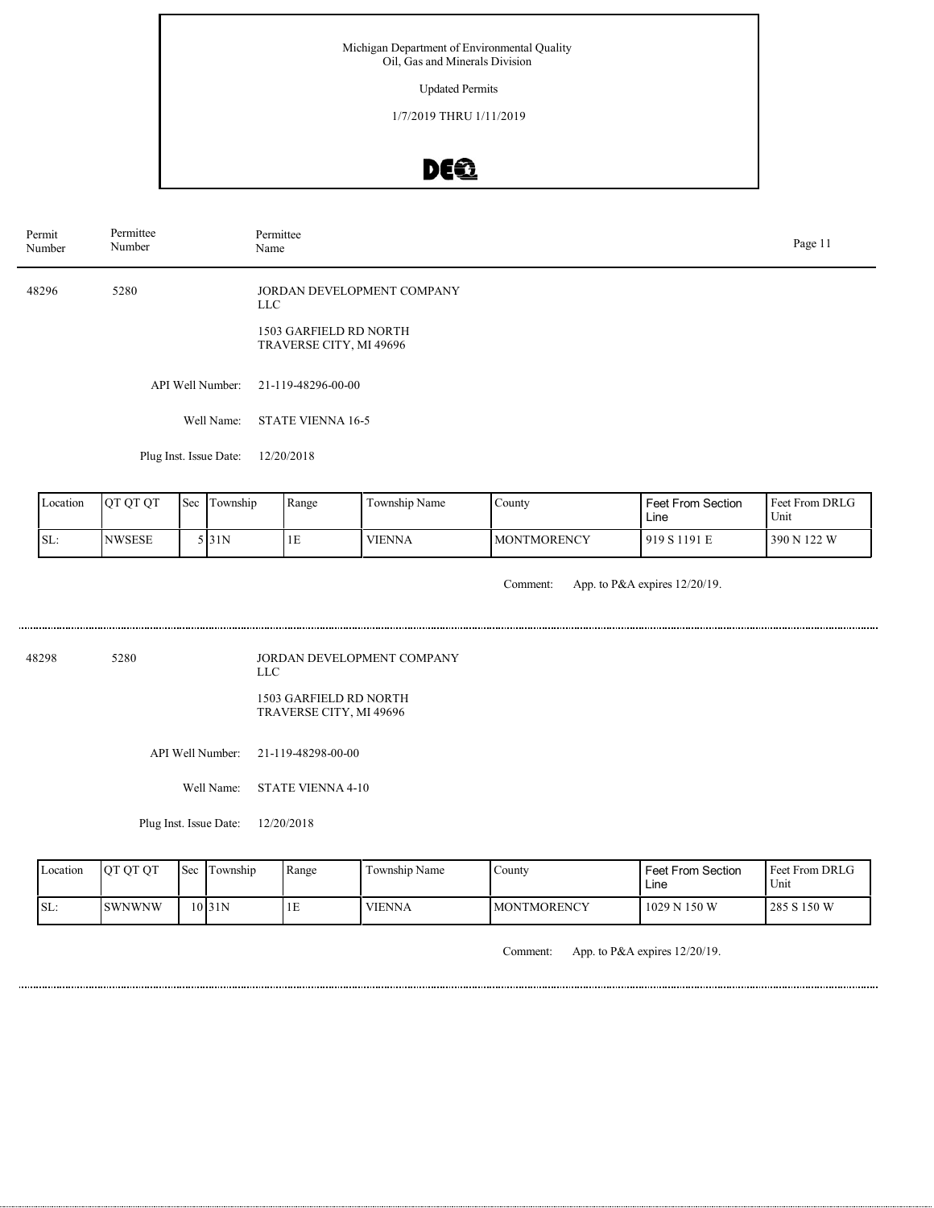Michigan Department of Environmental Quality
Oil, Gas and Minerals Division

Updated Permits

1/7/2019 THRU 1/11/2019

| Permit Number | Permittee Number | Permittee Name |
|---|---|---|

48296 5280 JORDAN DEVELOPMENT COMPANY LLC

1503 GARFIELD RD NORTH
TRAVERSE CITY, MI 49696

API Well Number: 21-119-48296-00-00

Well Name: STATE VIENNA 16-5

Plug Inst. Issue Date: 12/20/2018

| Location | QT QT QT | Sec | Township | Range | Township Name | County | Feet From Section Line | Feet From DRLG Unit |
|---|---|---|---|---|---|---|---|---|
| SL: | NWSESE | 5 | 31N | 1E | VIENNA | MONTMORENCY | 919 S 1191 E | 390 N 122 W |

Comment: App. to P&A expires 12/20/19.

---

48298 5280 JORDAN DEVELOPMENT COMPANY LLC

1503 GARFIELD RD NORTH
TRAVERSE CITY, MI 49696

API Well Number: 21-119-48298-00-00

Well Name: STATE VIENNA 4-10

Plug Inst. Issue Date: 12/20/2018

| Location | QT QT QT | Sec | Township | Range | Township Name | County | Feet From Section Line | Feet From DRLG Unit |
|---|---|---|---|---|---|---|---|---|
| SL: | SWNWNW | 10 | 31N | 1E | VIENNA | MONTMORENCY | 1029 N 150 W | 285 S 150 W |

Comment: App. to P&A expires 12/20/19.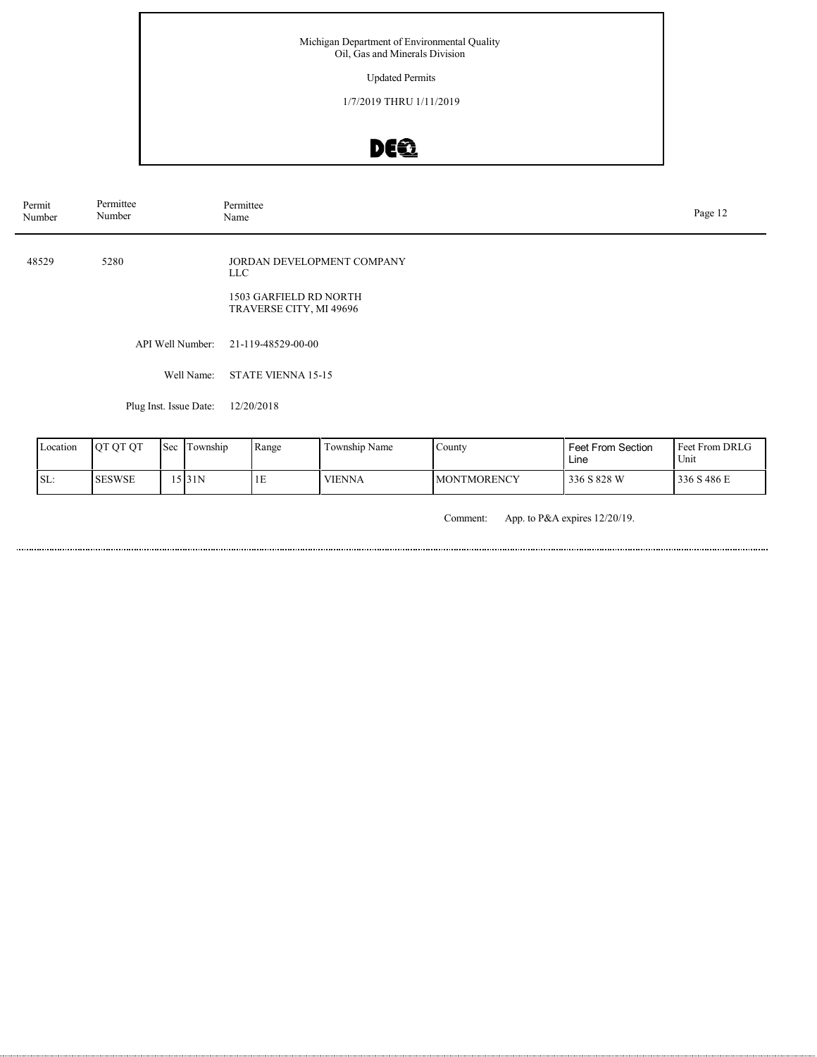Michigan Department of Environmental Quality
Oil, Gas and Minerals Division

Updated Permits

1/7/2019 THRU 1/11/2019

| Permit Number | Permittee Number | Permittee Name |
|---|---|---|
| 48529 | 5280 | JORDAN DEVELOPMENT COMPANY LLC<br>1503 GARFIELD RD NORTH<br>TRAVERSE CITY, MI 49696 |

API Well Number: 21-119-48529-00-00

Well Name: STATE VIENNA 15-15

Plug Inst. Issue Date: 12/20/2018

| Location | QT QT QT | Sec | Township | Range | Township Name | County | Feet From Section Line | Feet From DRLG Unit |
|---|---|---|---|---|---|---|---|---|
| SL: | SESWSE | 15 | 31N | 1E | VIENNA | MONTMORENCY | 336 S 828 W | 336 S 486 E |

Comment: App. to P&A expires 12/20/19.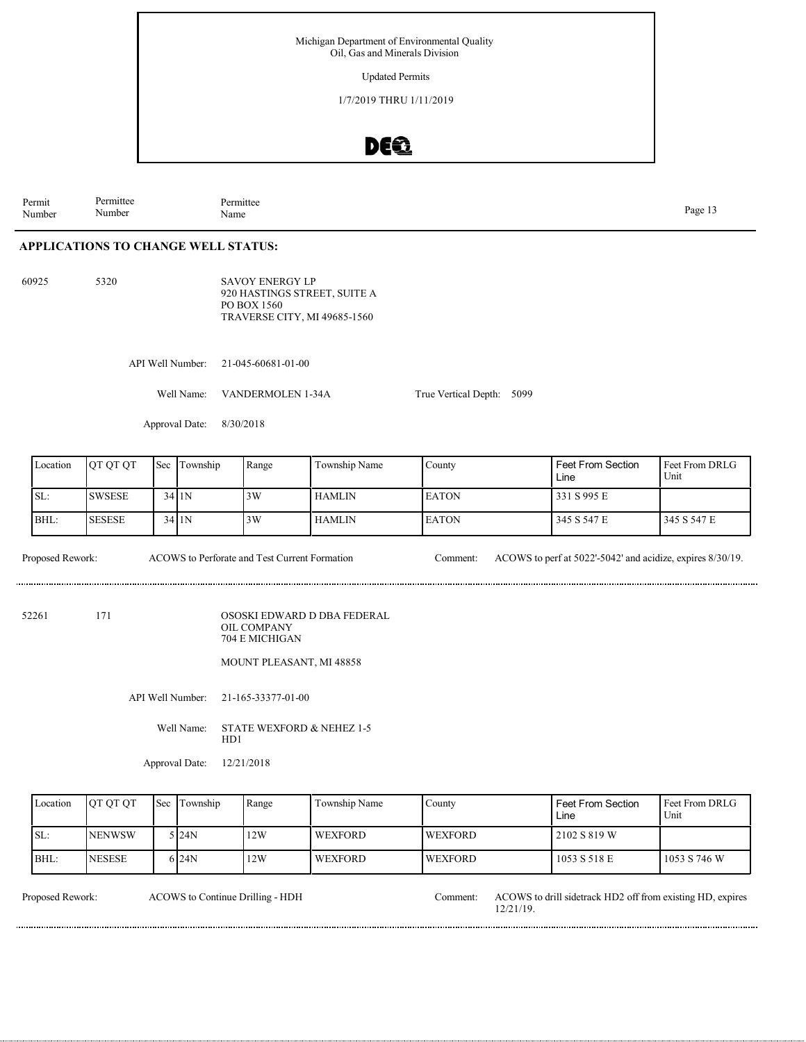Michigan Department of Environmental Quality
Oil, Gas and Minerals Division

Updated Permits

1/7/2019 THRU 1/11/2019

| Permit Number | Permittee Number | Permittee Name |
|---|---|---|

## APPLICATIONS TO CHANGE WELL STATUS:

60925 5320 SAVOY ENERGY LP
920 HASTINGS STREET, SUITE A
PO BOX 1560
TRAVERSE CITY, MI 49685-1560

API Well Number: 21-045-60681-01-00

Well Name: VANDERMOLEN 1-34A

True Vertical Depth: 5099

Approval Date: 8/30/2018

| Location | QT QT QT | Sec | Township | Range | Township Name | County | Feet From Section Line | Feet From DRLG Unit |
|---|---|---|---|---|---|---|---|---|
| SL: | SWSESE | 34 | 1N | 3W | HAMLIN | EATON | 331 S 995 E | |
| BHL: | SESESE | 34 | 1N | 3W | HAMLIN | EATON | 345 S 547 E | 345 S 547 E |

Proposed Rework: ACOWS to Perforate and Test Current Formation

Comment: ACOWS to perf at 5022'-5042' and acidize, expires 8/30/19.

---

52261 171 OSOSKI EDWARD D DBA FEDERAL OIL COMPANY
704 E MICHIGAN

MOUNT PLEASANT, MI 48858

API Well Number: 21-165-33377-01-00

Well Name: STATE WEXFORD & NEHEZ 1-5 HD1

Approval Date: 12/21/2018

| Location | QT QT QT | Sec | Township | Range | Township Name | County | Feet From Section Line | Feet From DRLG Unit |
|---|---|---|---|---|---|---|---|---|
| SL: | NENWSW | 5 | 24N | 12W | WEXFORD | WEXFORD | 2102 S 819 W | |
| BHL: | NESESE | 6 | 24N | 12W | WEXFORD | WEXFORD | 1053 S 518 E | 1053 S 746 W |

Proposed Rework: ACOWS to Continue Drilling - HDH

Comment: ACOWS to drill sidetrack HD2 off from existing HD, expires 12/21/19.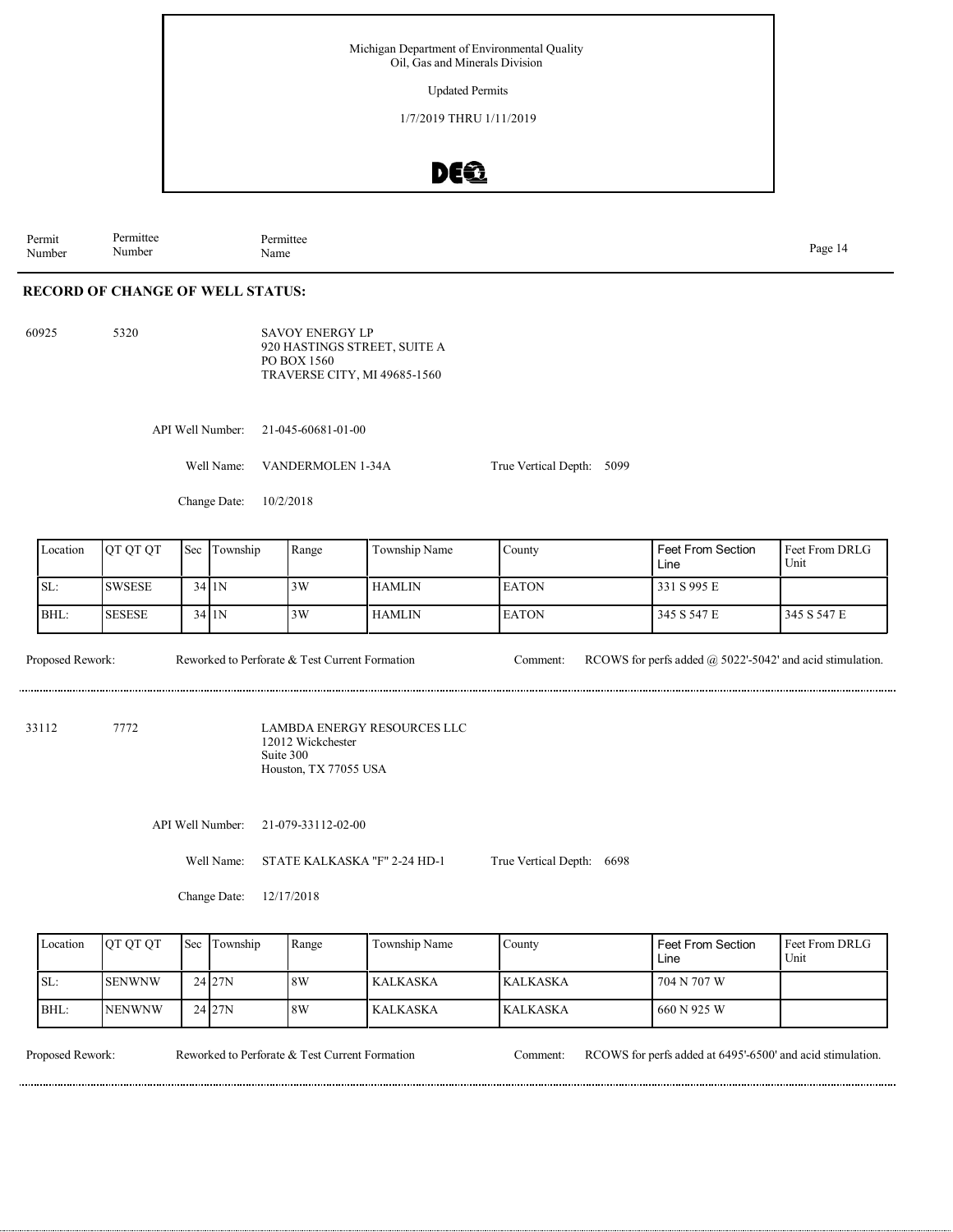Michigan Department of Environmental Quality
Oil, Gas and Minerals Division

Updated Permits

1/7/2019 THRU 1/11/2019

Permit Number | Permittee Number | Permittee Name

## RECORD OF CHANGE OF WELL STATUS:

60925 5320 SAVOY ENERGY LP
920 HASTINGS STREET, SUITE A
PO BOX 1560
TRAVERSE CITY, MI 49685-1560

API Well Number: 21-045-60681-01-00

Well Name: VANDERMOLEN 1-34A

True Vertical Depth: 5099

Change Date: 10/2/2018

| Location | QT QT QT | Sec | Township | Range | Township Name | County | Feet From Section Line | Feet From DRLG Unit |
|---|---|---|---|---|---|---|---|---|
| SL: | SWSESE | 34 | 1N | 3W | HAMLIN | EATON | 331 S 995 E | |
| BHL: | SESESE | 34 | 1N | 3W | HAMLIN | EATON | 345 S 547 E | 345 S 547 E |

Proposed Rework: Reworked to Perforate & Test Current Formation

Comment: RCOWS for perfs added @ 5022'-5042' and acid stimulation.

---

33112 7772 LAMBDA ENERGY RESOURCES LLC
12012 Wickchester
Suite 300
Houston, TX 77055 USA

API Well Number: 21-079-33112-02-00

Well Name: STATE KALKASKA "F" 2-24 HD-1

True Vertical Depth: 6698

Change Date: 12/17/2018

| Location | QT QT QT | Sec | Township | Range | Township Name | County | Feet From Section Line | Feet From DRLG Unit |
|---|---|---|---|---|---|---|---|---|
| SL: | SENWNW | 24 | 27N | 8W | KALKASKA | KALKASKA | 704 N 707 W | |
| BHL: | NENWNW | 24 | 27N | 8W | KALKASKA | KALKASKA | 660 N 925 W | |

Proposed Rework: Reworked to Perforate & Test Current Formation

Comment: RCOWS for perfs added at 6495'-6500' and acid stimulation.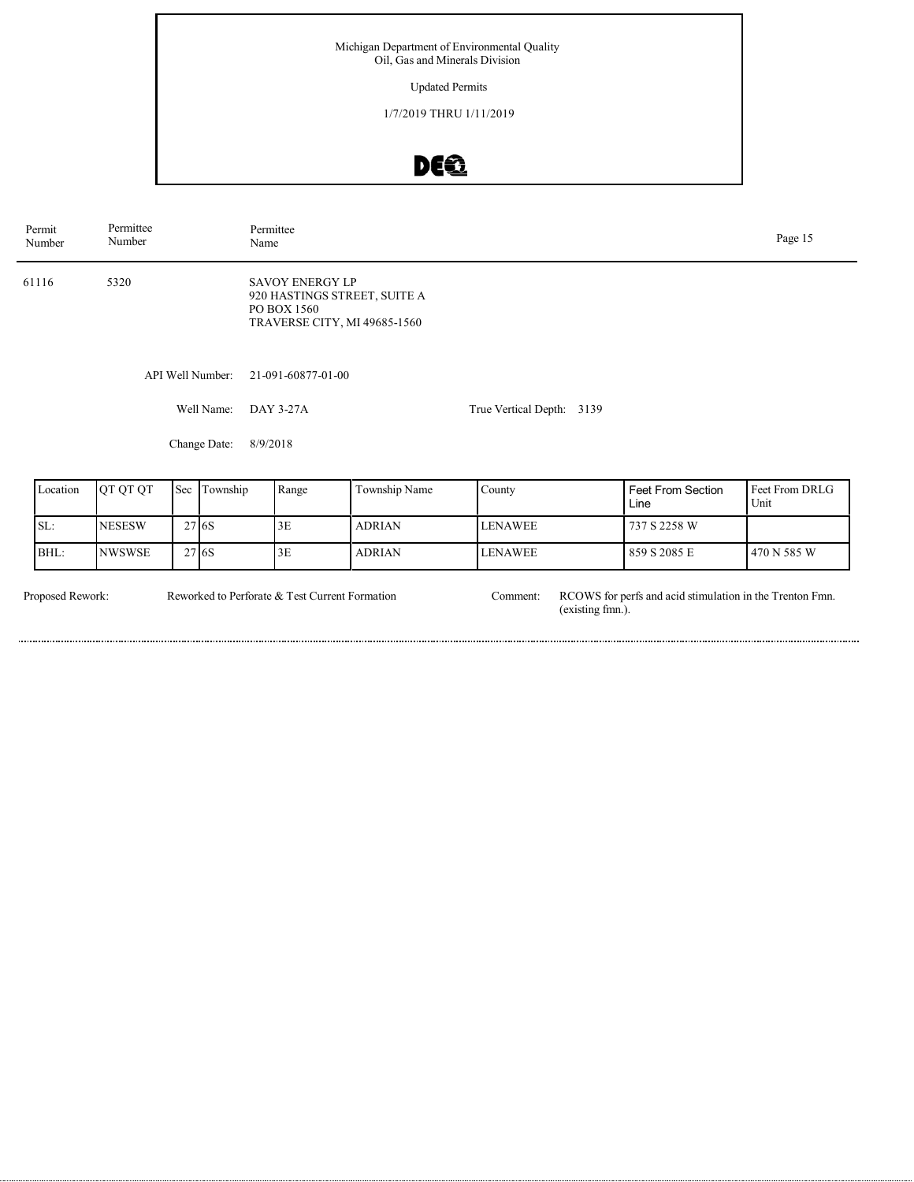Michigan Department of Environmental Quality
Oil, Gas and Minerals Division

Updated Permits

1/7/2019 THRU 1/11/2019

| Permit Number | Permittee Number | Permittee Name |
|---|---|---|
| 61116 | 5320 | SAVOY ENERGY LP<br>920 HASTINGS STREET, SUITE A<br>PO BOX 1560<br>TRAVERSE CITY, MI 49685-1560 |

API Well Number: 21-091-60877-01-00

Well Name: DAY 3-27A

True Vertical Depth: 3139

Change Date: 8/9/2018

| Location | QT QT QT | Sec | Township | Range | Township Name | County | Feet From Section Line | Feet From DRLG Unit |
|---|---|---|---|---|---|---|---|---|
| SL: | NESESW | 27 | 6S | 3E | ADRIAN | LENAWEE | 737 S 2258 W | |
| BHL: | NWSWSE | 27 | 6S | 3E | ADRIAN | LENAWEE | 859 S 2085 E | 470 N 585 W |

Proposed Rework: Reworked to Perforate & Test Current Formation

Comment: RCOWS for perfs and acid stimulation in the Trenton Fmn. (existing fmn.).